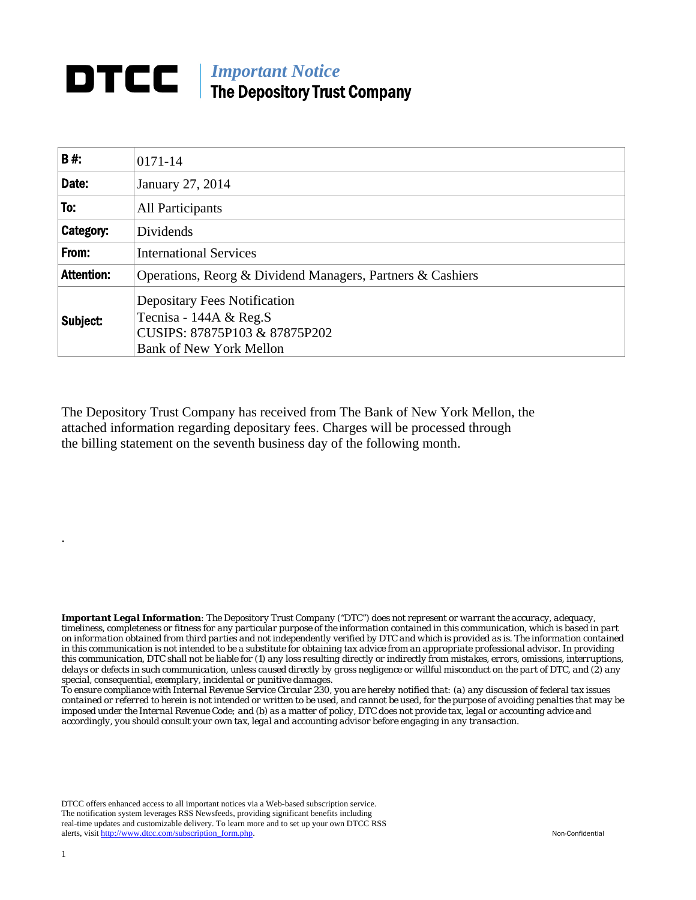# DTCC

***Important Notice***
**The Depository Trust Company**

| **B #:** | 0171-14 |
|---|---|
| **Date:** | January 27, 2014 |
| **To:** | All Participants |
| **Category:** | Dividends |
| **From:** | International Services |
| **Attention:** | Operations, Reorg & Dividend Managers, Partners & Cashiers |
| **Subject:** | Depositary Fees Notification<br>Tecnisa - 144A & Reg.S<br>CUSIPS: 87875P103 & 87875P202<br>Bank of New York Mellon |

The Depository Trust Company has received from The Bank of New York Mellon, the attached information regarding depositary fees. Charges will be processed through the billing statement on the seventh business day of the following month.

.

***Important Legal Information**: The Depository Trust Company ("DTC") does not represent or warrant the accuracy, adequacy, timeliness, completeness or fitness for any particular purpose of the information contained in this communication, which is based in part on information obtained from third parties and not independently verified by DTC and which is provided as is. The information contained in this communication is not intended to be a substitute for obtaining tax advice from an appropriate professional advisor. In providing this communication, DTC shall not be liable for (1) any loss resulting directly or indirectly from mistakes, errors, omissions, interruptions, delays or defects in such communication, unless caused directly by gross negligence or willful misconduct on the part of DTC, and (2) any special, consequential, exemplary, incidental or punitive damages.*

*To ensure compliance with Internal Revenue Service Circular 230, you are hereby notified that: (a) any discussion of federal tax issues contained or referred to herein is not intended or written to be used, and cannot be used, for the purpose of avoiding penalties that may be imposed under the Internal Revenue Code; and (b) as a matter of policy, DTC does not provide tax, legal or accounting advice and accordingly, you should consult your own tax, legal and accounting advisor before engaging in any transaction.*

DTCC offers enhanced access to all important notices via a Web-based subscription service. The notification system leverages RSS Newsfeeds, providing significant benefits including real-time updates and customizable delivery. To learn more and to set up your own DTCC RSS alerts, visit http://www.dtcc.com/subscription_form.php.

Non-Confidential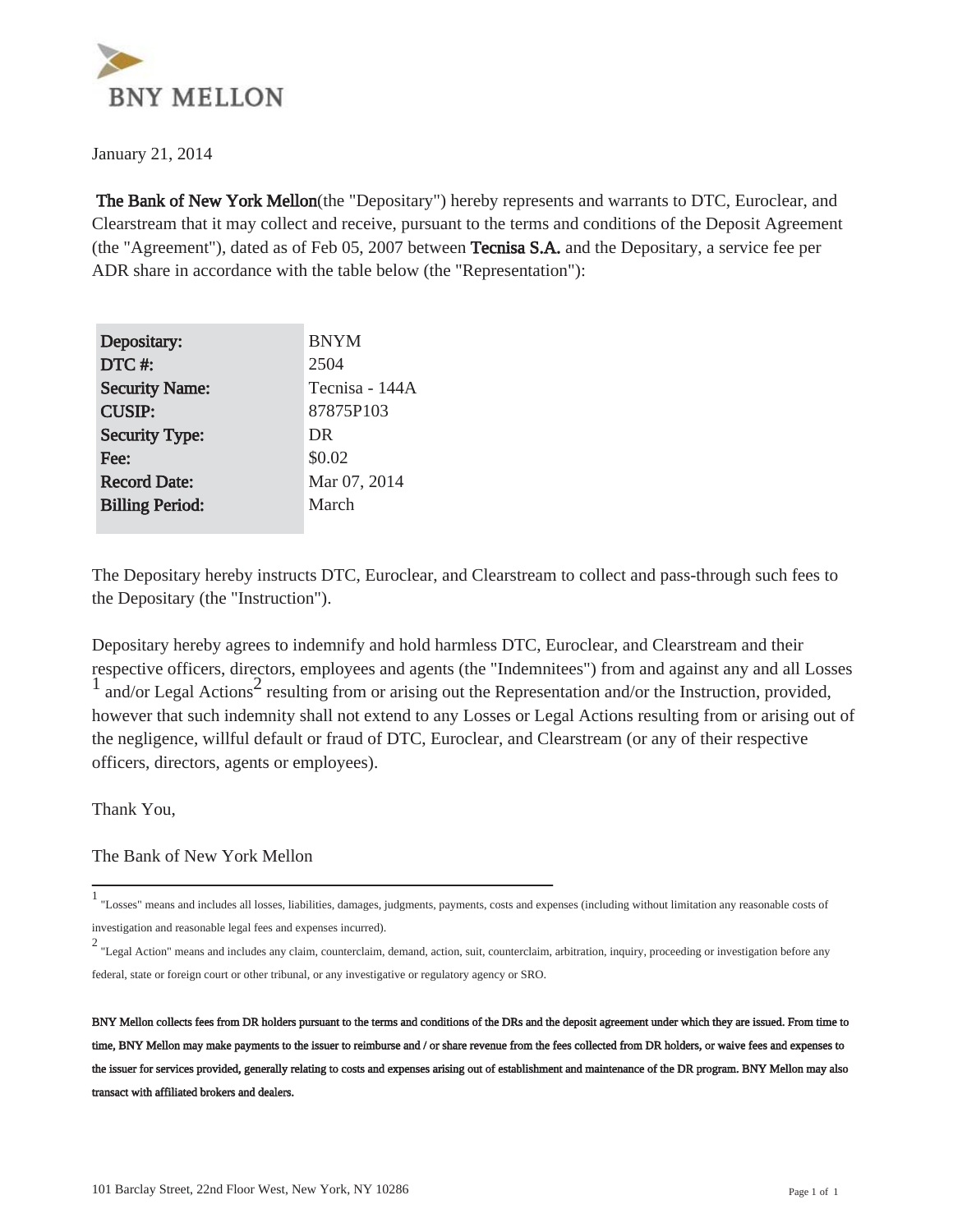BNY MELLON

January 21, 2014

**The Bank of New York Mellon**(the "Depositary") hereby represents and warrants to DTC, Euroclear, and Clearstream that it may collect and receive, pursuant to the terms and conditions of the Deposit Agreement (the "Agreement"), dated as of Feb 05, 2007 between **Tecnisa S.A.** and the Depositary, a service fee per ADR share in accordance with the table below (the "Representation"):

| | |
|---|---|
| **Depositary:** | BNYM |
| **DTC #:** | 2504 |
| **Security Name:** | Tecnisa - 144A |
| **CUSIP:** | 87875P103 |
| **Security Type:** | DR |
| **Fee:** | $0.02 |
| **Record Date:** | Mar 07, 2014 |
| **Billing Period:** | March |

The Depositary hereby instructs DTC, Euroclear, and Clearstream to collect and pass-through such fees to the Depositary (the "Instruction").

Depositary hereby agrees to indemnify and hold harmless DTC, Euroclear, and Clearstream and their respective officers, directors, employees and agents (the "Indemnitees") from and against any and all Losses [1] and/or Legal Actions[2] resulting from or arising out the Representation and/or the Instruction, provided, however that such indemnity shall not extend to any Losses or Legal Actions resulting from or arising out of the negligence, willful default or fraud of DTC, Euroclear, and Clearstream (or any of their respective officers, directors, agents or employees).

Thank You,

The Bank of New York Mellon

---

[1] "Losses" means and includes all losses, liabilities, damages, judgments, payments, costs and expenses (including without limitation any reasonable costs of investigation and reasonable legal fees and expenses incurred).

[2] "Legal Action" means and includes any claim, counterclaim, demand, action, suit, counterclaim, arbitration, inquiry, proceeding or investigation before any federal, state or foreign court or other tribunal, or any investigative or regulatory agency or SRO.

**BNY Mellon collects fees from DR holders pursuant to the terms and conditions of the DRs and the deposit agreement under which they are issued. From time to time, BNY Mellon may make payments to the issuer to reimburse and / or share revenue from the fees collected from DR holders, or waive fees and expenses to the issuer for services provided, generally relating to costs and expenses arising out of establishment and maintenance of the DR program. BNY Mellon may also transact with affiliated brokers and dealers.**

101 Barclay Street, 22nd Floor West, New York, NY 10286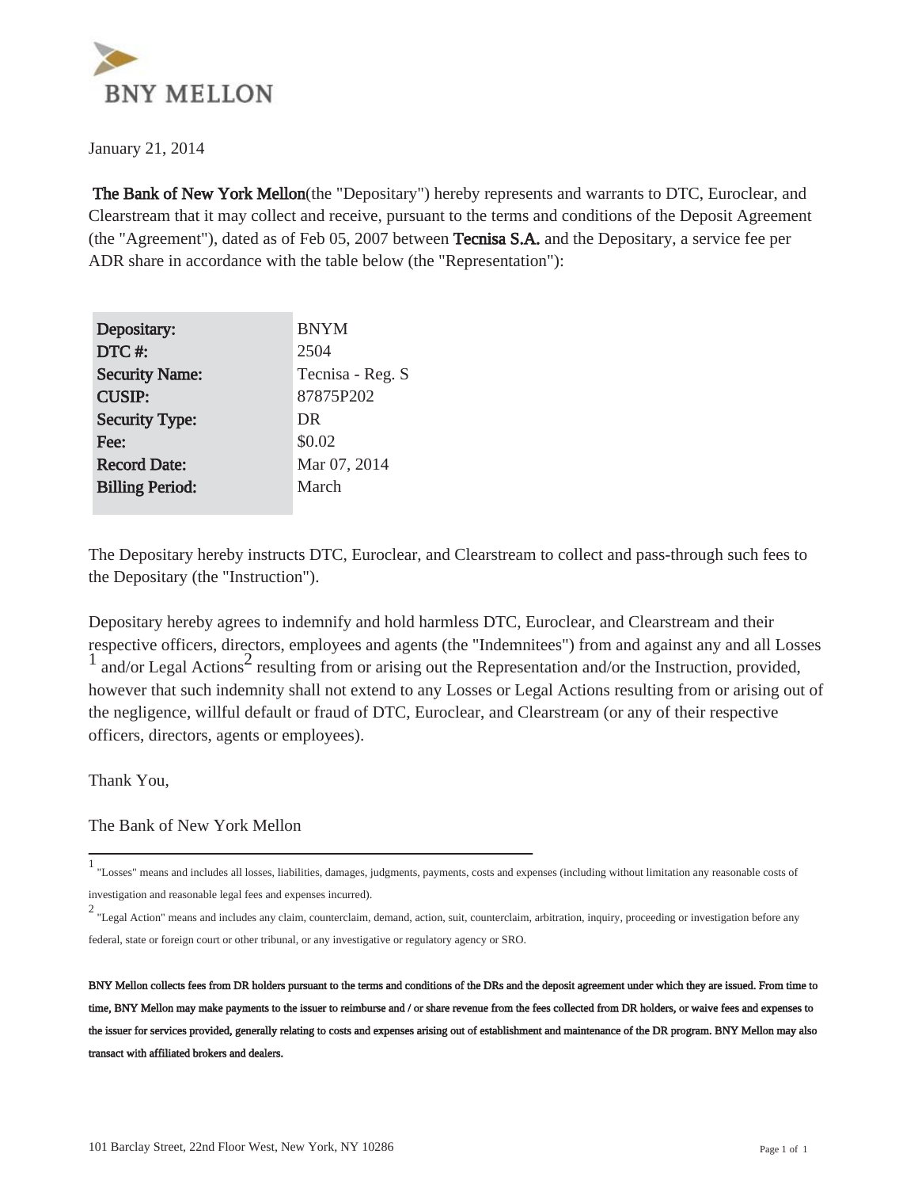BNY MELLON

January 21, 2014

**The Bank of New York Mellon**(the "Depositary") hereby represents and warrants to DTC, Euroclear, and Clearstream that it may collect and receive, pursuant to the terms and conditions of the Deposit Agreement (the "Agreement"), dated as of Feb 05, 2007 between **Tecnisa S.A.** and the Depositary, a service fee per ADR share in accordance with the table below (the "Representation"):

| | |
|---|---|
| **Depositary:** | BNYM |
| **DTC #:** | 2504 |
| **Security Name:** | Tecnisa - Reg. S |
| **CUSIP:** | 87875P202 |
| **Security Type:** | DR |
| **Fee:** | $0.02 |
| **Record Date:** | Mar 07, 2014 |
| **Billing Period:** | March |

The Depositary hereby instructs DTC, Euroclear, and Clearstream to collect and pass-through such fees to the Depositary (the "Instruction").

Depositary hereby agrees to indemnify and hold harmless DTC, Euroclear, and Clearstream and their respective officers, directors, employees and agents (the "Indemnitees") from and against any and all Losses [1] and/or Legal Actions[2] resulting from or arising out the Representation and/or the Instruction, provided, however that such indemnity shall not extend to any Losses or Legal Actions resulting from or arising out of the negligence, willful default or fraud of DTC, Euroclear, and Clearstream (or any of their respective officers, directors, agents or employees).

Thank You,

The Bank of New York Mellon

---

[1] "Losses" means and includes all losses, liabilities, damages, judgments, payments, costs and expenses (including without limitation any reasonable costs of investigation and reasonable legal fees and expenses incurred).

[2] "Legal Action" means and includes any claim, counterclaim, demand, action, suit, counterclaim, arbitration, inquiry, proceeding or investigation before any federal, state or foreign court or other tribunal, or any investigative or regulatory agency or SRO.

**BNY Mellon collects fees from DR holders pursuant to the terms and conditions of the DRs and the deposit agreement under which they are issued. From time to time, BNY Mellon may make payments to the issuer to reimburse and / or share revenue from the fees collected from DR holders, or waive fees and expenses to the issuer for services provided, generally relating to costs and expenses arising out of establishment and maintenance of the DR program. BNY Mellon may also transact with affiliated brokers and dealers.**

101 Barclay Street, 22nd Floor West, New York, NY 10286